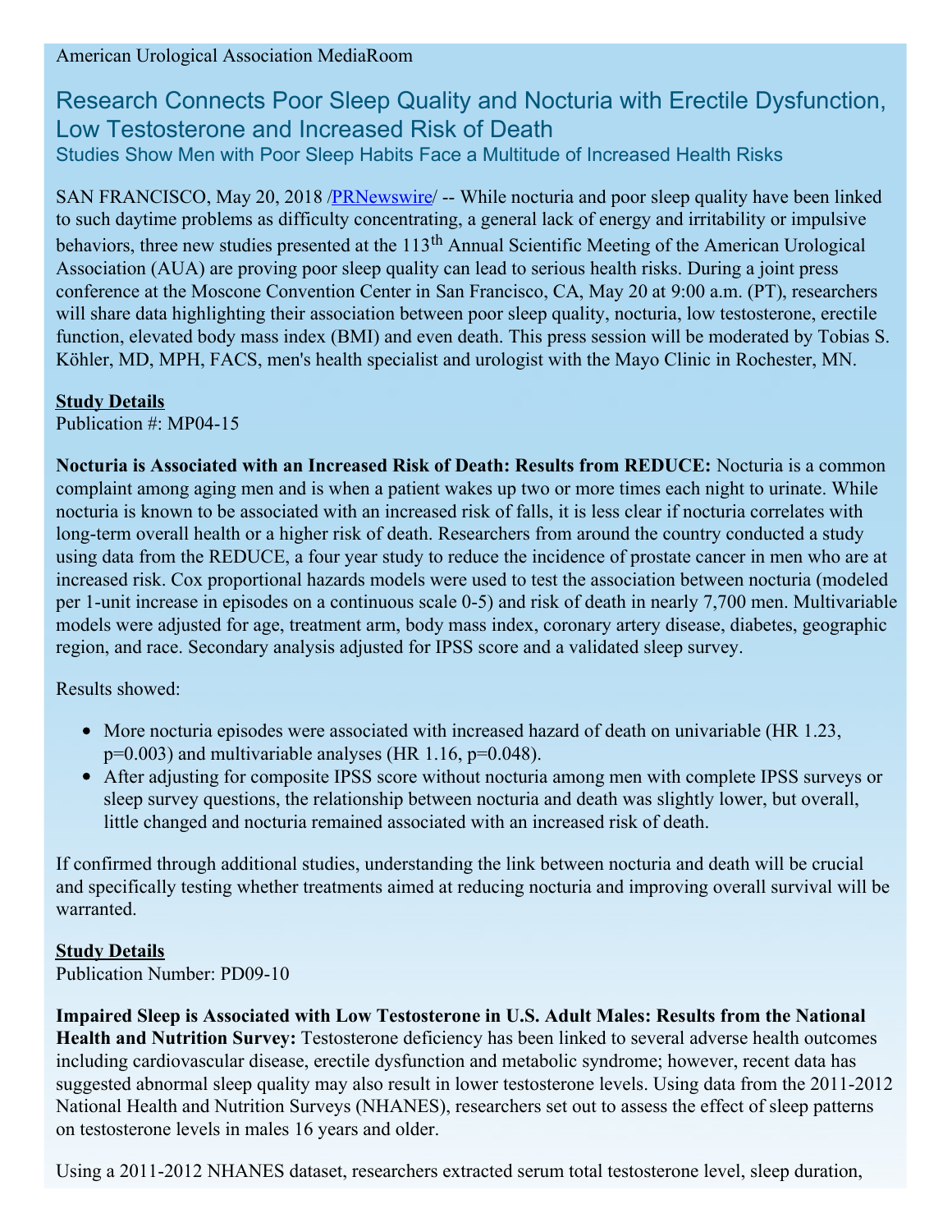American Urological Association MediaRoom

# Research Connects Poor Sleep Quality and Nocturia with Erectile Dysfunction, Low Testosterone and Increased Risk of Death

## Studies Show Men with Poor Sleep Habits Face a Multitude of Increased Health Risks

SAN FRANCISCO, May 20, 2018 /PRNewswire/ -- While nocturia and poor sleep quality have been linked to such daytime problems as difficulty concentrating, a general lack of energy and irritability or impulsive behaviors, three new studies presented at the 113th Annual Scientific Meeting of the American Urological Association (AUA) are proving poor sleep quality can lead to serious health risks. During a joint press conference at the Moscone Convention Center in San Francisco, CA, May 20 at 9:00 a.m. (PT), researchers will share data highlighting their association between poor sleep quality, nocturia, low testosterone, erectile function, elevated body mass index (BMI) and even death. This press session will be moderated by Tobias S. Köhler, MD, MPH, FACS, men's health specialist and urologist with the Mayo Clinic in Rochester, MN.

**Study Details**
Publication #: MP04-15

**Nocturia is Associated with an Increased Risk of Death: Results from REDUCE:** Nocturia is a common complaint among aging men and is when a patient wakes up two or more times each night to urinate. While nocturia is known to be associated with an increased risk of falls, it is less clear if nocturia correlates with long-term overall health or a higher risk of death. Researchers from around the country conducted a study using data from the REDUCE, a four year study to reduce the incidence of prostate cancer in men who are at increased risk. Cox proportional hazards models were used to test the association between nocturia (modeled per 1-unit increase in episodes on a continuous scale 0-5) and risk of death in nearly 7,700 men. Multivariable models were adjusted for age, treatment arm, body mass index, coronary artery disease, diabetes, geographic region, and race. Secondary analysis adjusted for IPSS score and a validated sleep survey.

Results showed:

- More nocturia episodes were associated with increased hazard of death on univariable (HR 1.23, $p=0.003$) and multivariable analyses (HR 1.16, $p=0.048$).
- After adjusting for composite IPSS score without nocturia among men with complete IPSS surveys or sleep survey questions, the relationship between nocturia and death was slightly lower, but overall, little changed and nocturia remained associated with an increased risk of death.

If confirmed through additional studies, understanding the link between nocturia and death will be crucial and specifically testing whether treatments aimed at reducing nocturia and improving overall survival will be warranted.

**Study Details**
Publication Number: PD09-10

**Impaired Sleep is Associated with Low Testosterone in U.S. Adult Males: Results from the National Health and Nutrition Survey:** Testosterone deficiency has been linked to several adverse health outcomes including cardiovascular disease, erectile dysfunction and metabolic syndrome; however, recent data has suggested abnormal sleep quality may also result in lower testosterone levels. Using data from the 2011-2012 National Health and Nutrition Surveys (NHANES), researchers set out to assess the effect of sleep patterns on testosterone levels in males 16 years and older.

Using a 2011-2012 NHANES dataset, researchers extracted serum total testosterone level, sleep duration,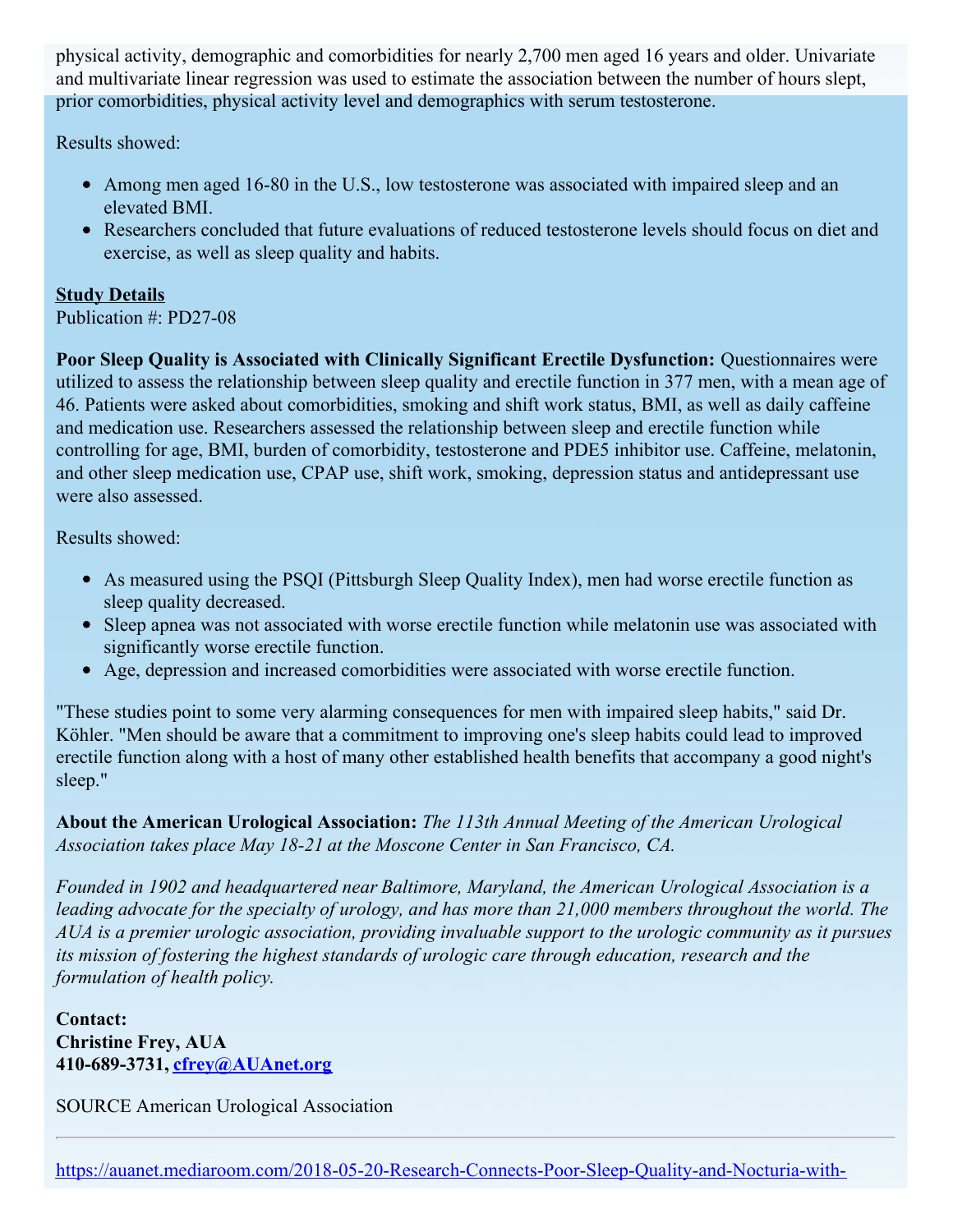physical activity, demographic and comorbidities for nearly 2,700 men aged 16 years and older. Univariate and multivariate linear regression was used to estimate the association between the number of hours slept, prior comorbidities, physical activity level and demographics with serum testosterone.

Results showed:

- Among men aged 16-80 in the U.S., low testosterone was associated with impaired sleep and an elevated BMI.
- Researchers concluded that future evaluations of reduced testosterone levels should focus on diet and exercise, as well as sleep quality and habits.

**Study Details**
Publication #: PD27-08

**Poor Sleep Quality is Associated with Clinically Significant Erectile Dysfunction:** Questionnaires were utilized to assess the relationship between sleep quality and erectile function in 377 men, with a mean age of 46. Patients were asked about comorbidities, smoking and shift work status, BMI, as well as daily caffeine and medication use. Researchers assessed the relationship between sleep and erectile function while controlling for age, BMI, burden of comorbidity, testosterone and PDE5 inhibitor use. Caffeine, melatonin, and other sleep medication use, CPAP use, shift work, smoking, depression status and antidepressant use were also assessed.

Results showed:

- As measured using the PSQI (Pittsburgh Sleep Quality Index), men had worse erectile function as sleep quality decreased.
- Sleep apnea was not associated with worse erectile function while melatonin use was associated with significantly worse erectile function.
- Age, depression and increased comorbidities were associated with worse erectile function.

"These studies point to some very alarming consequences for men with impaired sleep habits," said Dr. Köhler. "Men should be aware that a commitment to improving one's sleep habits could lead to improved erectile function along with a host of many other established health benefits that accompany a good night's sleep."

**About the American Urological Association:** *The 113th Annual Meeting of the American Urological Association takes place May 18-21 at the Moscone Center in San Francisco, CA.*

*Founded in 1902 and headquartered near Baltimore, Maryland, the American Urological Association is a leading advocate for the specialty of urology, and has more than 21,000 members throughout the world. The AUA is a premier urologic association, providing invaluable support to the urologic community as it pursues its mission of fostering the highest standards of urologic care through education, research and the formulation of health policy.*

**Contact:**
**Christine Frey, AUA**
**410-689-3731, [cfrey@AUAnet.org](mailto:cfrey@AUAnet.org)**

SOURCE American Urological Association

---

https://auanet.mediaroom.com/2018-05-20-Research-Connects-Poor-Sleep-Quality-and-Nocturia-with-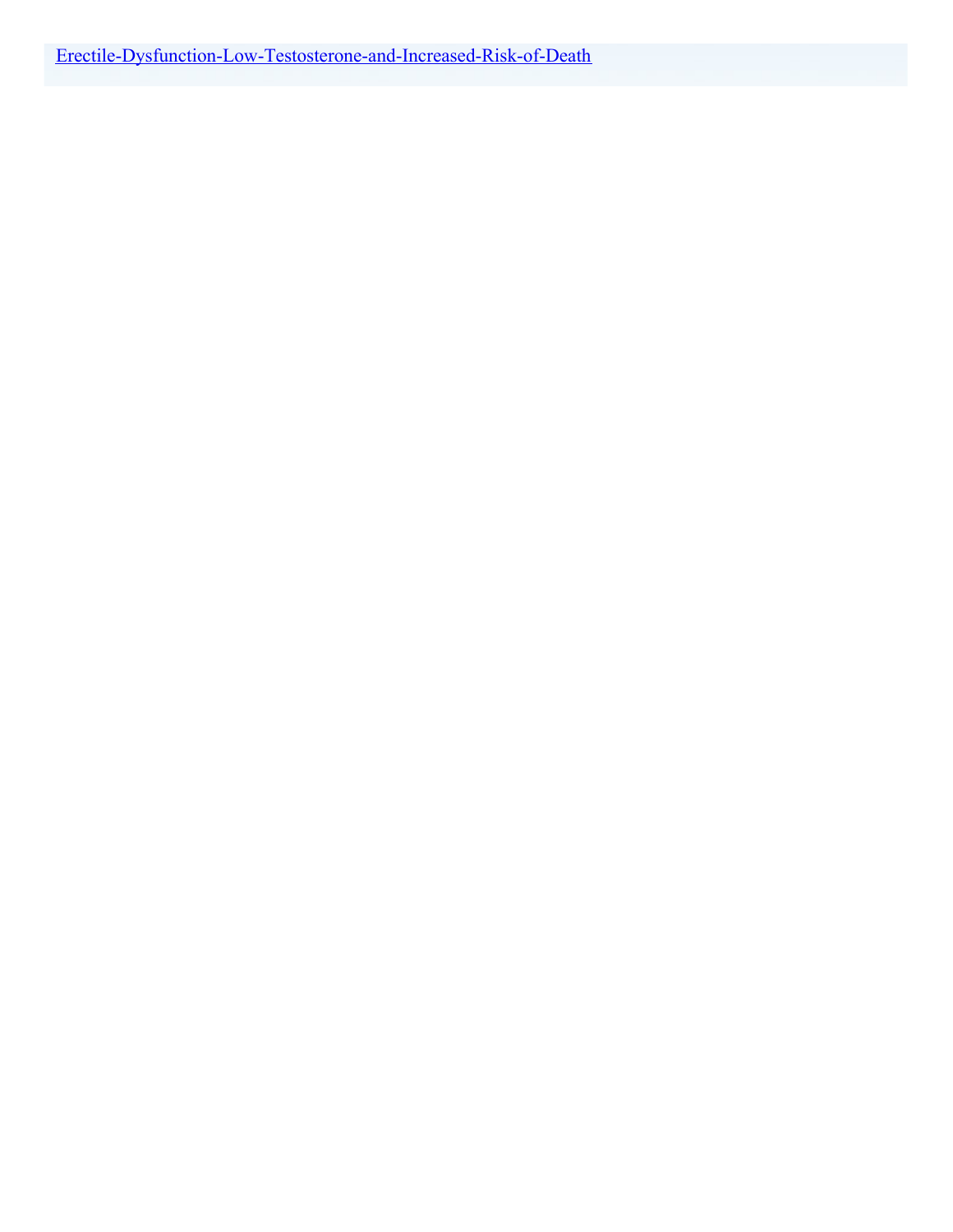Erectile-Dysfunction-Low-Testosterone-and-Increased-Risk-of-Death